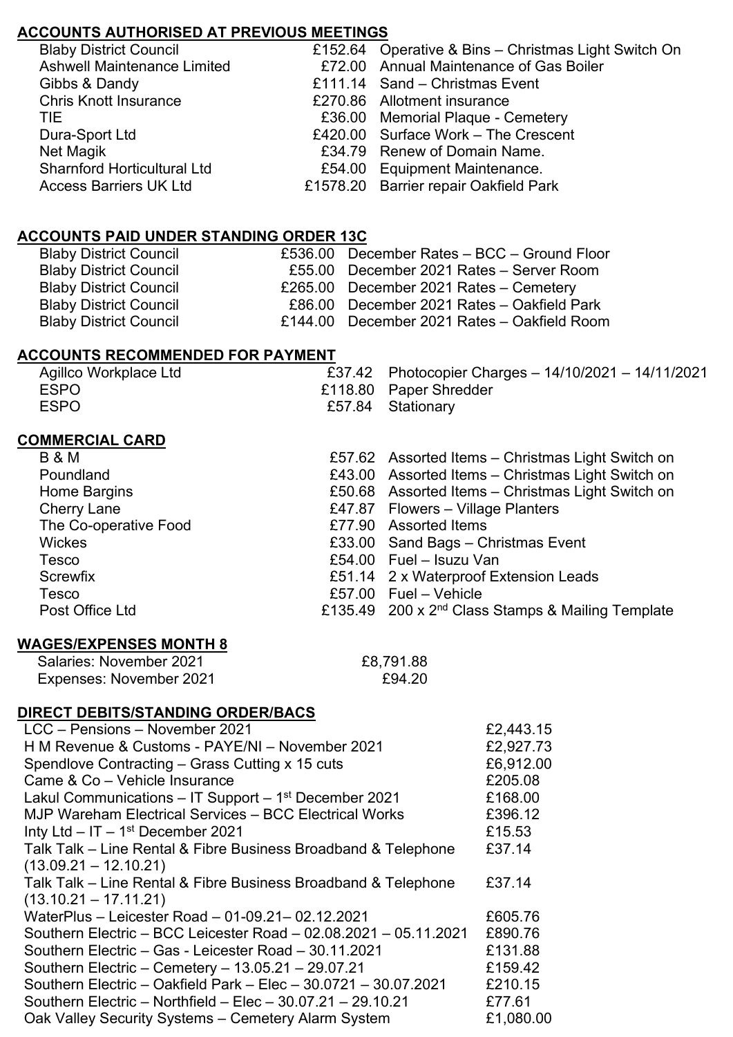## ACCOUNTS AUTHORISED AT PREVIOUS MEETINGS

| | | |
|---|---|---|
| Blaby District Council | £152.64 | Operative & Bins – Christmas Light Switch On |
| Ashwell Maintenance Limited | £72.00 | Annual Maintenance of Gas Boiler |
| Gibbs & Dandy | £111.14 | Sand – Christmas Event |
| Chris Knott Insurance | £270.86 | Allotment insurance |
| TIE | £36.00 | Memorial Plaque - Cemetery |
| Dura-Sport Ltd | £420.00 | Surface Work – The Crescent |
| Net Magik | £34.79 | Renew of Domain Name. |
| Sharnford Horticultural Ltd | £54.00 | Equipment Maintenance. |
| Access Barriers UK Ltd | £1578.20 | Barrier repair Oakfield Park |

## ACCOUNTS PAID UNDER STANDING ORDER 13C

| | | |
|---|---|---|
| Blaby District Council | £536.00 | December Rates – BCC – Ground Floor |
| Blaby District Council | £55.00 | December 2021 Rates – Server Room |
| Blaby District Council | £265.00 | December 2021 Rates – Cemetery |
| Blaby District Council | £86.00 | December 2021 Rates – Oakfield Park |
| Blaby District Council | £144.00 | December 2021 Rates – Oakfield Room |

## ACCOUNTS RECOMMENDED FOR PAYMENT

| | | |
|---|---|---|
| Agillco Workplace Ltd | £37.42 | Photocopier Charges – 14/10/2021 – 14/11/2021 |
| ESPO | £118.80 | Paper Shredder |
| ESPO | £57.84 | Stationary |

## COMMERCIAL CARD

| | | |
|---|---|---|
| B & M | £57.62 | Assorted Items – Christmas Light Switch on |
| Poundland | £43.00 | Assorted Items – Christmas Light Switch on |
| Home Bargins | £50.68 | Assorted Items – Christmas Light Switch on |
| Cherry Lane | £47.87 | Flowers – Village Planters |
| The Co-operative Food | £77.90 | Assorted Items |
| Wickes | £33.00 | Sand Bags – Christmas Event |
| Tesco | £54.00 | Fuel – Isuzu Van |
| Screwfix | £51.14 | 2 x Waterproof Extension Leads |
| Tesco | £57.00 | Fuel – Vehicle |
| Post Office Ltd | £135.49 | 200 x 2nd Class Stamps & Mailing Template |

## WAGES/EXPENSES MONTH 8

| | |
|---|---|
| Salaries: November 2021 | £8,791.88 |
| Expenses: November 2021 | £94.20 |

## DIRECT DEBITS/STANDING ORDER/BACS

| | |
|---|---|
| LCC – Pensions – November 2021 | £2,443.15 |
| H M Revenue & Customs - PAYE/NI – November 2021 | £2,927.73 |
| Spendlove Contracting – Grass Cutting x 15 cuts | £6,912.00 |
| Came & Co – Vehicle Insurance | £205.08 |
| Lakul Communications – IT Support – 1st December 2021 | £168.00 |
| MJP Wareham Electrical Services – BCC Electrical Works | £396.12 |
| Inty Ltd – IT – 1st December 2021 | £15.53 |
| Talk Talk – Line Rental & Fibre Business Broadband & Telephone (13.09.21 – 12.10.21) | £37.14 |
| Talk Talk – Line Rental & Fibre Business Broadband & Telephone (13.10.21 – 17.11.21) | £37.14 |
| WaterPlus – Leicester Road – 01-09.21– 02.12.2021 | £605.76 |
| Southern Electric – BCC Leicester Road – 02.08.2021 – 05.11.2021 | £890.76 |
| Southern Electric – Gas - Leicester Road – 30.11.2021 | £131.88 |
| Southern Electric – Cemetery – 13.05.21 – 29.07.21 | £159.42 |
| Southern Electric – Oakfield Park – Elec – 30.0721 – 30.07.2021 | £210.15 |
| Southern Electric – Northfield – Elec – 30.07.21 – 29.10.21 | £77.61 |
| Oak Valley Security Systems – Cemetery Alarm System | £1,080.00 |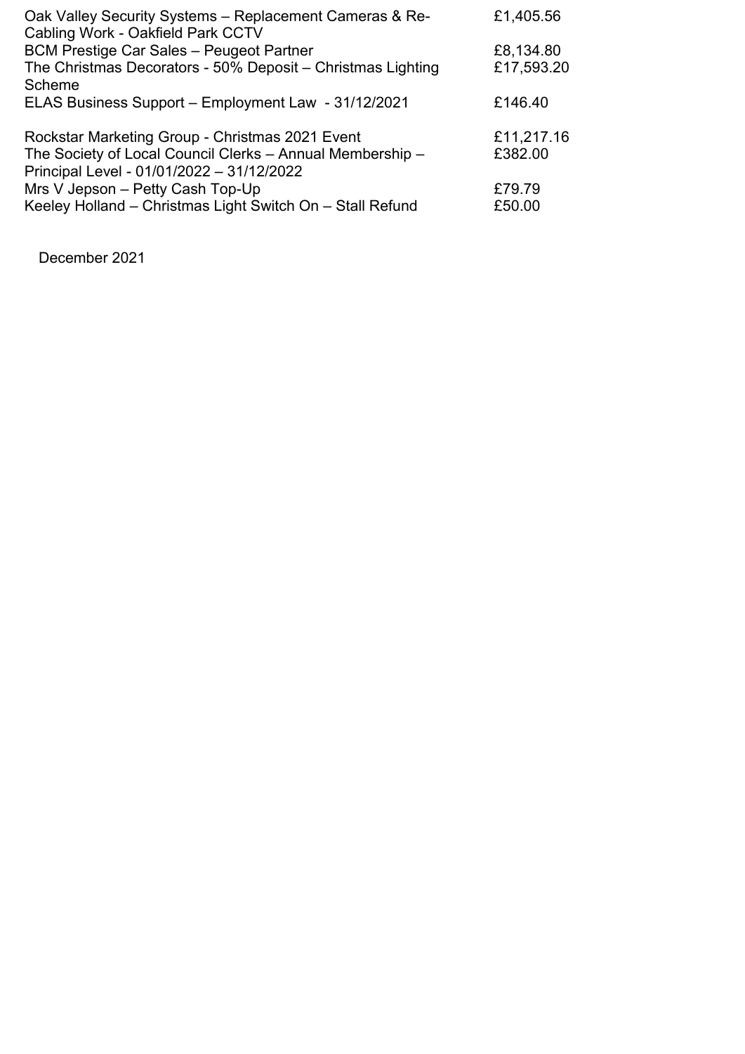| | |
|---|---|
| Oak Valley Security Systems – Replacement Cameras & Re-Cabling Work - Oakfield Park CCTV | £1,405.56 |
| BCM Prestige Car Sales – Peugeot Partner | £8,134.80 |
| The Christmas Decorators - 50% Deposit – Christmas Lighting Scheme | £17,593.20 |
| ELAS Business Support – Employment Law - 31/12/2021 | £146.40 |
| Rockstar Marketing Group - Christmas 2021 Event | £11,217.16 |
| The Society of Local Council Clerks – Annual Membership – Principal Level - 01/01/2022 – 31/12/2022 | £382.00 |
| Mrs V Jepson – Petty Cash Top-Up | £79.79 |
| Keeley Holland – Christmas Light Switch On – Stall Refund | £50.00 |

December 2021